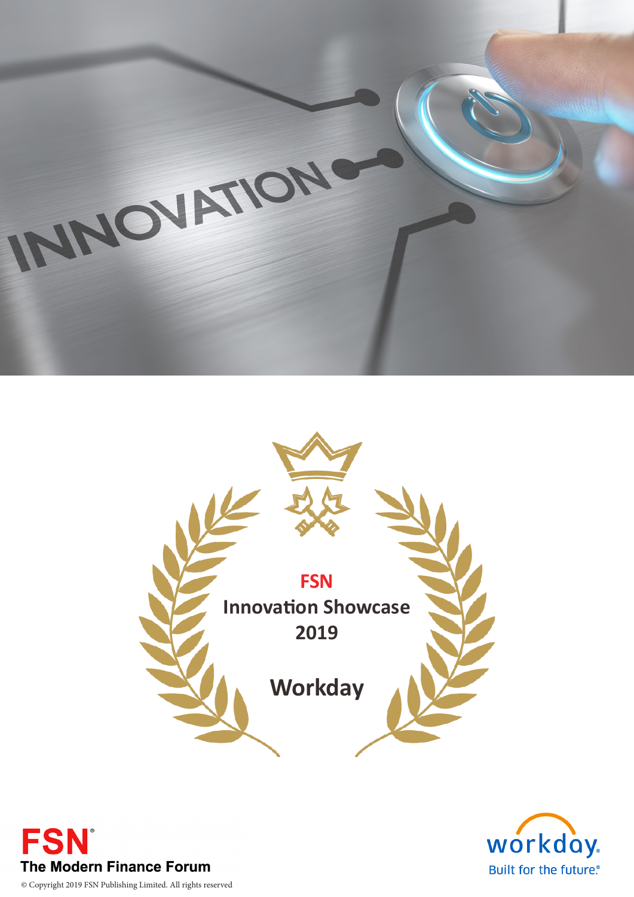# FSN Innovation Showcase 2019

## Workday

**FSN** The Modern Finance Forum

© Copyright 2019 FSN Publishing Limited. All rights reserved

workday. Built for the future.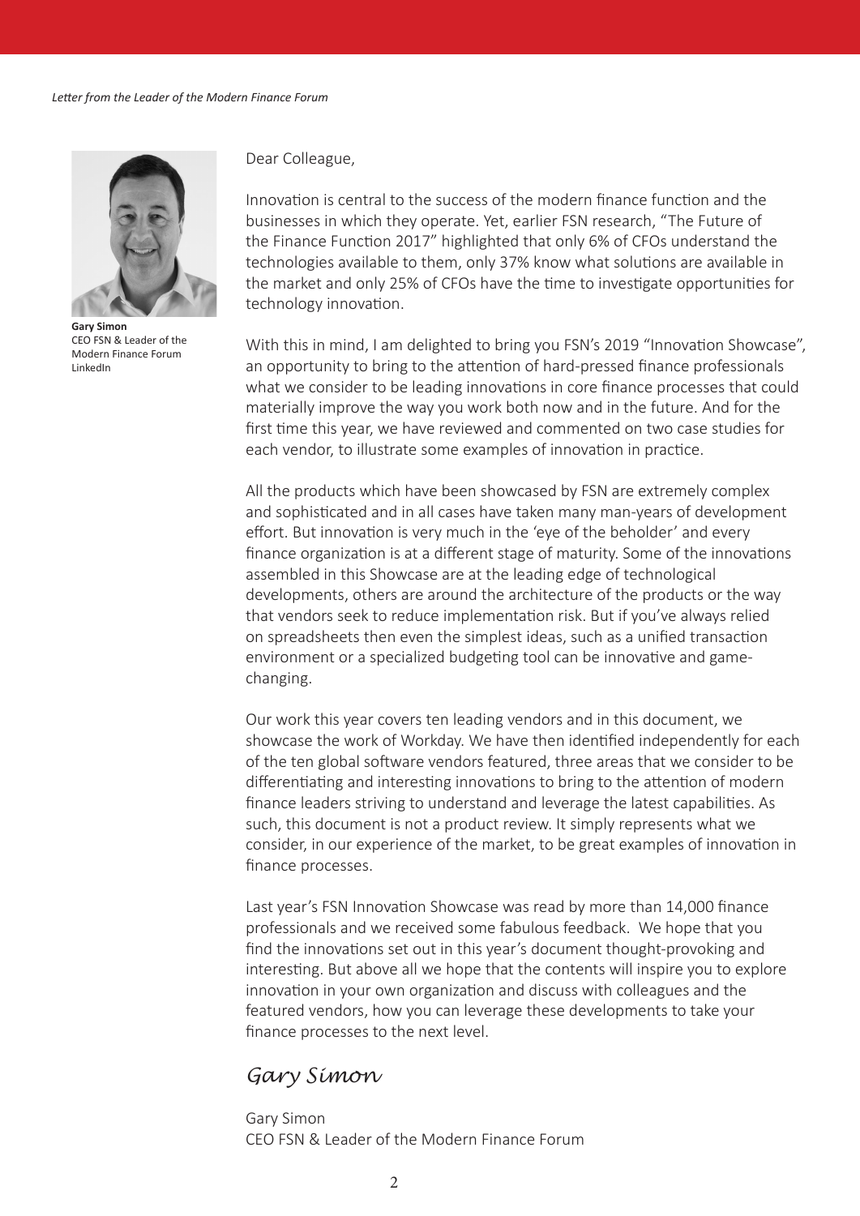*Letter from the Leader of the Modern Finance Forum*

**Gary Simon**
CEO FSN & Leader of the Modern Finance Forum
LinkedIn

Dear Colleague,

Innovation is central to the success of the modern finance function and the businesses in which they operate. Yet, earlier FSN research, "The Future of the Finance Function 2017" highlighted that only 6% of CFOs understand the technologies available to them, only 37% know what solutions are available in the market and only 25% of CFOs have the time to investigate opportunities for technology innovation.

With this in mind, I am delighted to bring you FSN's 2019 "Innovation Showcase", an opportunity to bring to the attention of hard-pressed finance professionals what we consider to be leading innovations in core finance processes that could materially improve the way you work both now and in the future. And for the first time this year, we have reviewed and commented on two case studies for each vendor, to illustrate some examples of innovation in practice.

All the products which have been showcased by FSN are extremely complex and sophisticated and in all cases have taken many man-years of development effort. But innovation is very much in the 'eye of the beholder' and every finance organization is at a different stage of maturity. Some of the innovations assembled in this Showcase are at the leading edge of technological developments, others are around the architecture of the products or the way that vendors seek to reduce implementation risk. But if you've always relied on spreadsheets then even the simplest ideas, such as a unified transaction environment or a specialized budgeting tool can be innovative and game-changing.

Our work this year covers ten leading vendors and in this document, we showcase the work of Workday. We have then identified independently for each of the ten global software vendors featured, three areas that we consider to be differentiating and interesting innovations to bring to the attention of modern finance leaders striving to understand and leverage the latest capabilities. As such, this document is not a product review. It simply represents what we consider, in our experience of the market, to be great examples of innovation in finance processes.

Last year's FSN Innovation Showcase was read by more than 14,000 finance professionals and we received some fabulous feedback. We hope that you find the innovations set out in this year's document thought-provoking and interesting. But above all we hope that the contents will inspire you to explore innovation in your own organization and discuss with colleagues and the featured vendors, how you can leverage these developments to take your finance processes to the next level.

*Gary Simon*

Gary Simon
CEO FSN & Leader of the Modern Finance Forum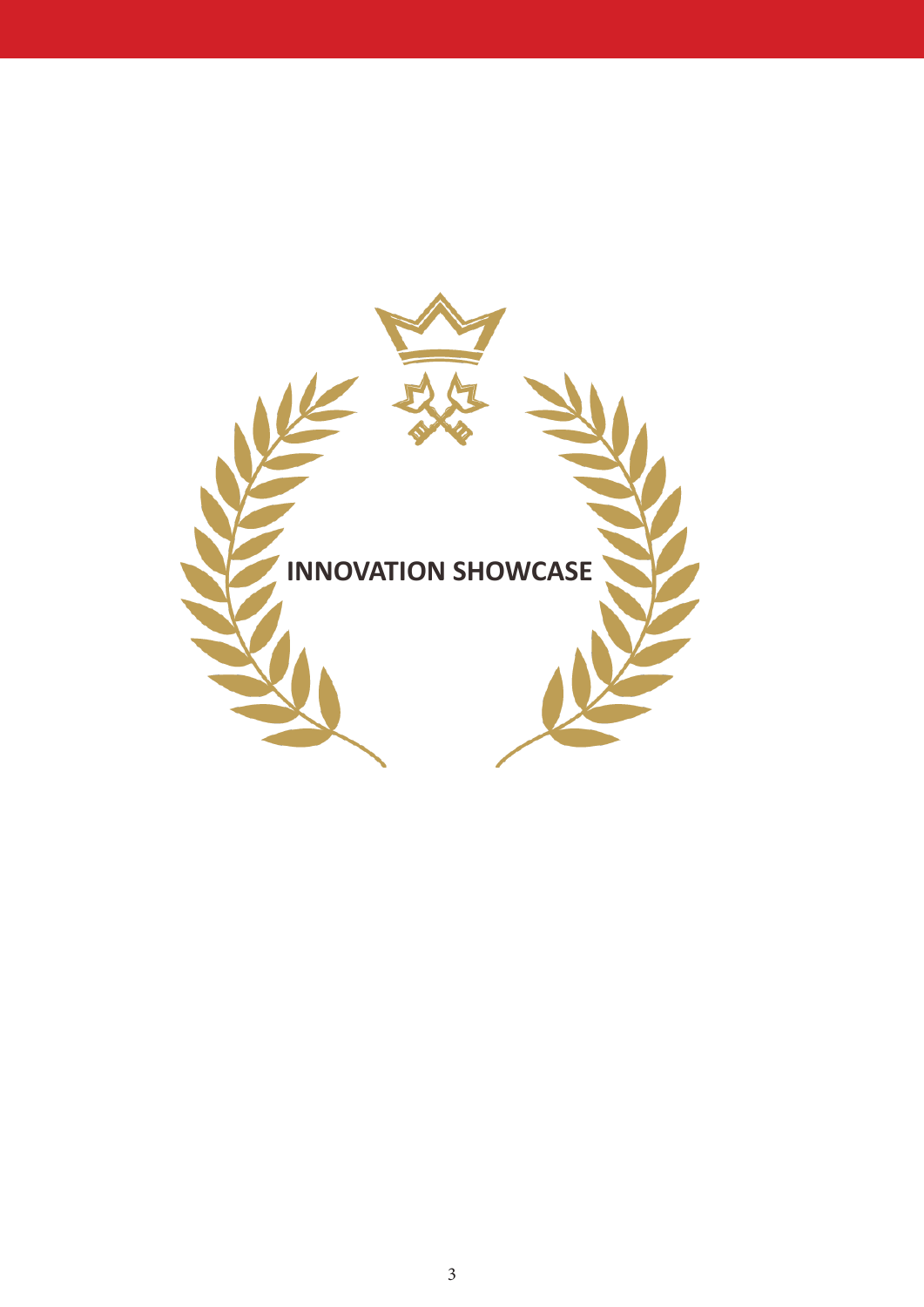# INNOVATION SHOWCASE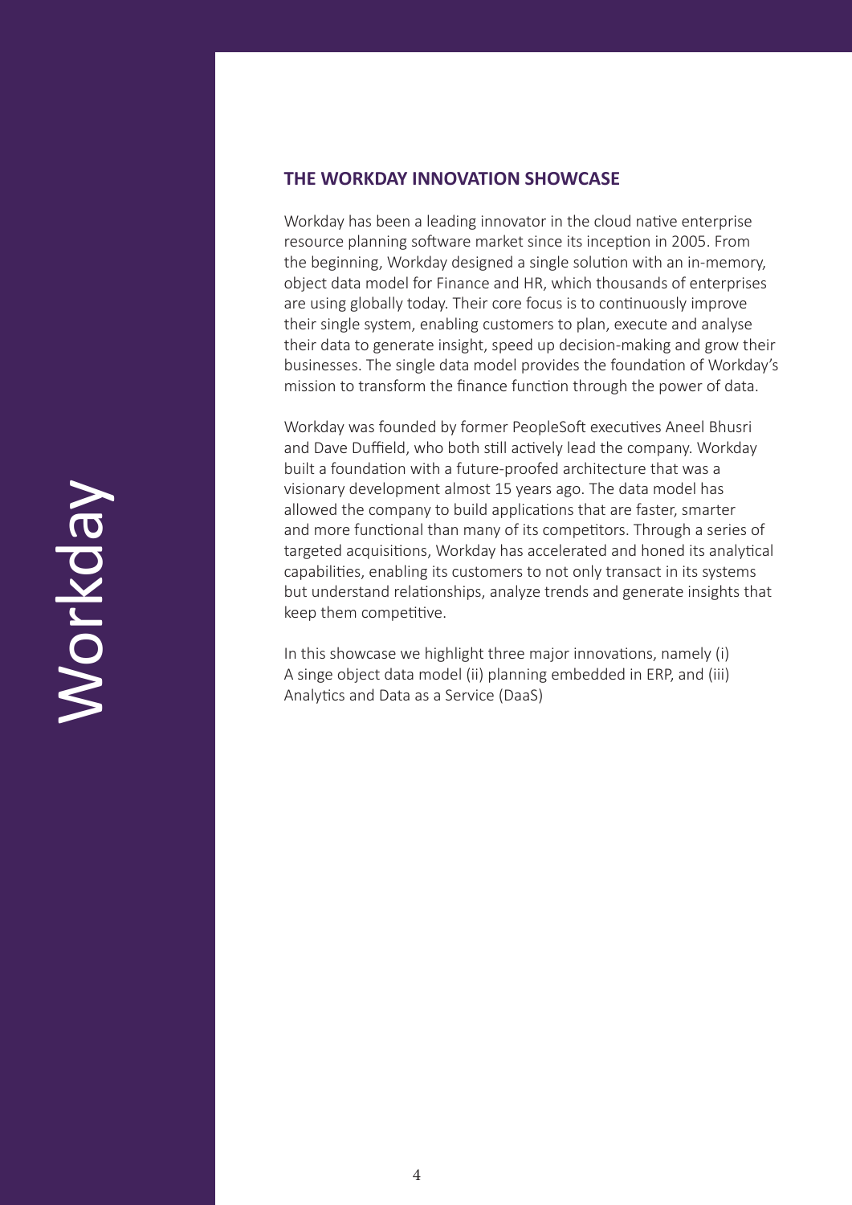## THE WORKDAY INNOVATION SHOWCASE

Workday has been a leading innovator in the cloud native enterprise resource planning software market since its inception in 2005. From the beginning, Workday designed a single solution with an in-memory, object data model for Finance and HR, which thousands of enterprises are using globally today. Their core focus is to continuously improve their single system, enabling customers to plan, execute and analyse their data to generate insight, speed up decision-making and grow their businesses. The single data model provides the foundation of Workday's mission to transform the finance function through the power of data.

Workday was founded by former PeopleSoft executives Aneel Bhusri and Dave Duffield, who both still actively lead the company. Workday built a foundation with a future-proofed architecture that was a visionary development almost 15 years ago. The data model has allowed the company to build applications that are faster, smarter and more functional than many of its competitors. Through a series of targeted acquisitions, Workday has accelerated and honed its analytical capabilities, enabling its customers to not only transact in its systems but understand relationships, analyze trends and generate insights that keep them competitive.

In this showcase we highlight three major innovations, namely (i) A singe object data model (ii) planning embedded in ERP, and (iii) Analytics and Data as a Service (DaaS)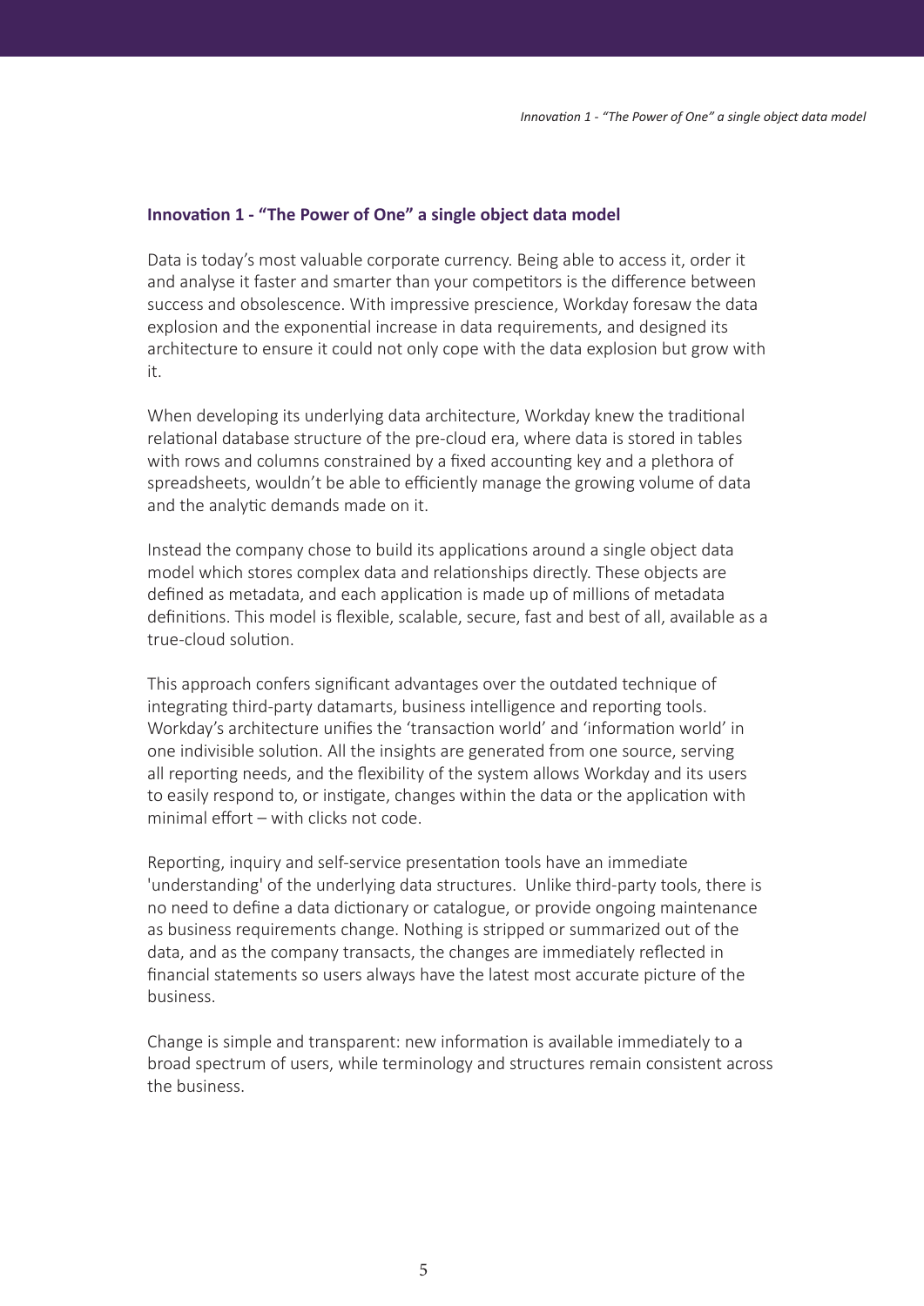## Innovation 1 - "The Power of One" a single object data model

Data is today's most valuable corporate currency. Being able to access it, order it and analyse it faster and smarter than your competitors is the difference between success and obsolescence. With impressive prescience, Workday foresaw the data explosion and the exponential increase in data requirements, and designed its architecture to ensure it could not only cope with the data explosion but grow with it.

When developing its underlying data architecture, Workday knew the traditional relational database structure of the pre-cloud era, where data is stored in tables with rows and columns constrained by a fixed accounting key and a plethora of spreadsheets, wouldn't be able to efficiently manage the growing volume of data and the analytic demands made on it.

Instead the company chose to build its applications around a single object data model which stores complex data and relationships directly. These objects are defined as metadata, and each application is made up of millions of metadata definitions. This model is flexible, scalable, secure, fast and best of all, available as a true-cloud solution.

This approach confers significant advantages over the outdated technique of integrating third-party datamarts, business intelligence and reporting tools. Workday's architecture unifies the 'transaction world' and 'information world' in one indivisible solution. All the insights are generated from one source, serving all reporting needs, and the flexibility of the system allows Workday and its users to easily respond to, or instigate, changes within the data or the application with minimal effort – with clicks not code.

Reporting, inquiry and self-service presentation tools have an immediate 'understanding' of the underlying data structures. Unlike third-party tools, there is no need to define a data dictionary or catalogue, or provide ongoing maintenance as business requirements change. Nothing is stripped or summarized out of the data, and as the company transacts, the changes are immediately reflected in financial statements so users always have the latest most accurate picture of the business.

Change is simple and transparent: new information is available immediately to a broad spectrum of users, while terminology and structures remain consistent across the business.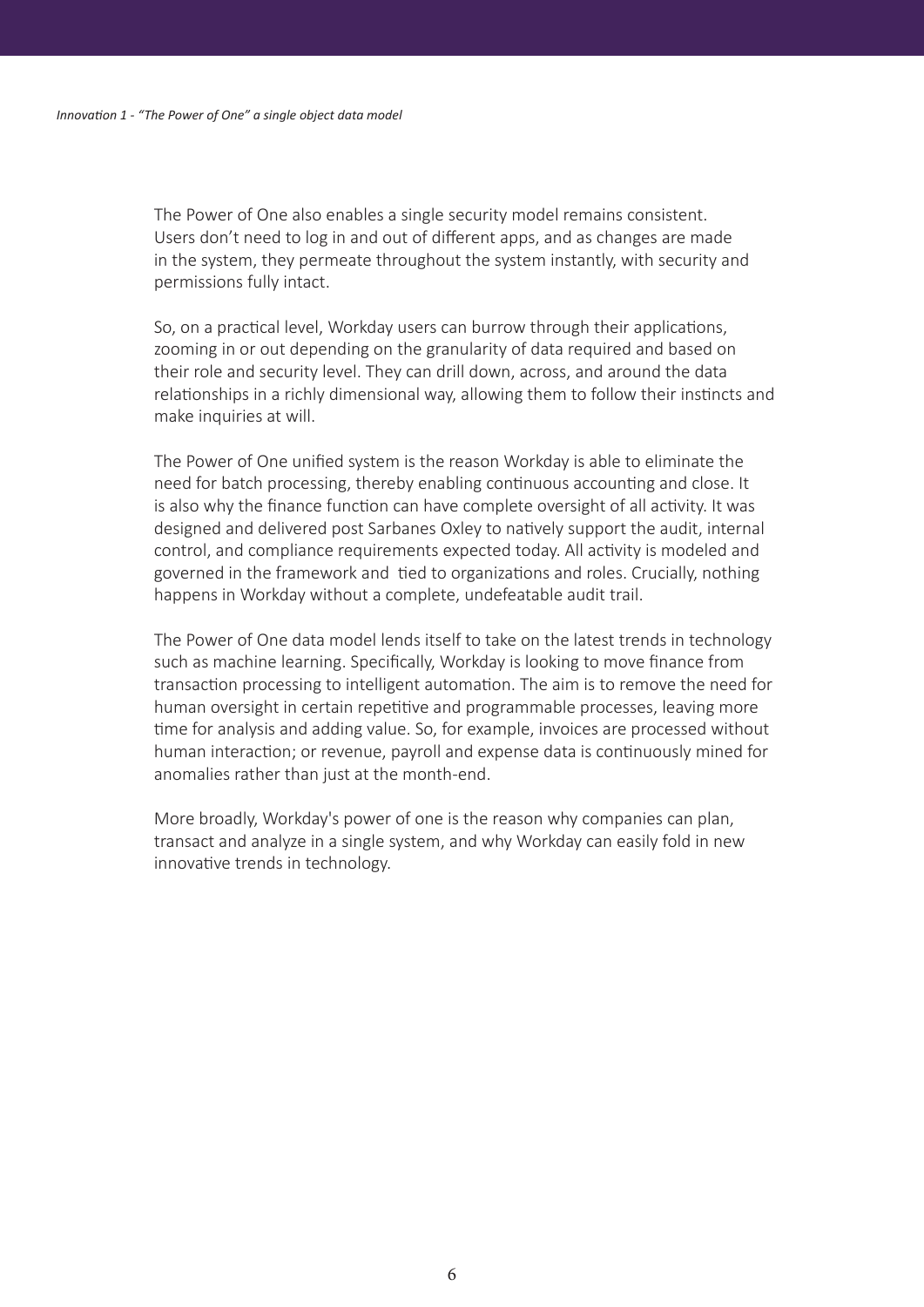The Power of One also enables a single security model remains consistent. Users don't need to log in and out of different apps, and as changes are made in the system, they permeate throughout the system instantly, with security and permissions fully intact.

So, on a practical level, Workday users can burrow through their applications, zooming in or out depending on the granularity of data required and based on their role and security level. They can drill down, across, and around the data relationships in a richly dimensional way, allowing them to follow their instincts and make inquiries at will.

The Power of One unified system is the reason Workday is able to eliminate the need for batch processing, thereby enabling continuous accounting and close. It is also why the finance function can have complete oversight of all activity. It was designed and delivered post Sarbanes Oxley to natively support the audit, internal control, and compliance requirements expected today. All activity is modeled and governed in the framework and tied to organizations and roles. Crucially, nothing happens in Workday without a complete, undefeatable audit trail.

The Power of One data model lends itself to take on the latest trends in technology such as machine learning. Specifically, Workday is looking to move finance from transaction processing to intelligent automation. The aim is to remove the need for human oversight in certain repetitive and programmable processes, leaving more time for analysis and adding value. So, for example, invoices are processed without human interaction; or revenue, payroll and expense data is continuously mined for anomalies rather than just at the month-end.

More broadly, Workday's power of one is the reason why companies can plan, transact and analyze in a single system, and why Workday can easily fold in new innovative trends in technology.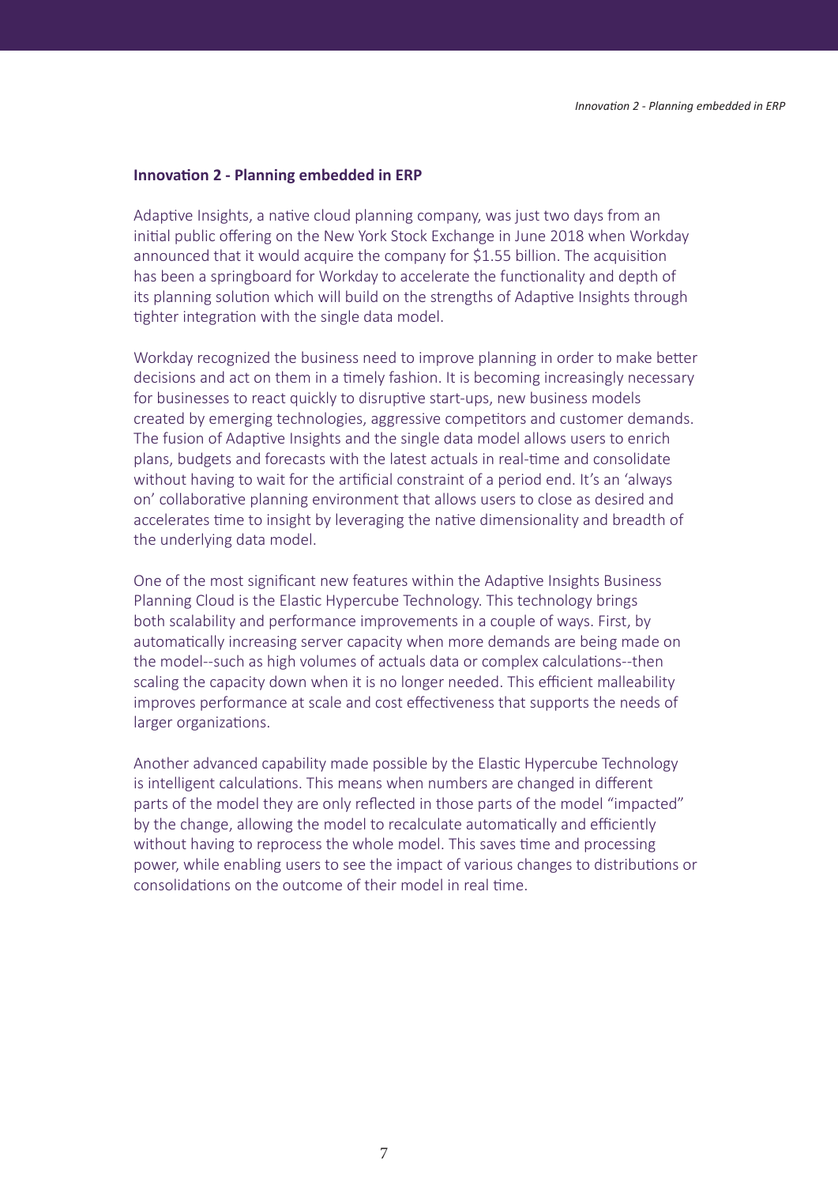## Innovation 2 - Planning embedded in ERP

Adaptive Insights, a native cloud planning company, was just two days from an initial public offering on the New York Stock Exchange in June 2018 when Workday announced that it would acquire the company for $1.55 billion. The acquisition has been a springboard for Workday to accelerate the functionality and depth of its planning solution which will build on the strengths of Adaptive Insights through tighter integration with the single data model.

Workday recognized the business need to improve planning in order to make better decisions and act on them in a timely fashion. It is becoming increasingly necessary for businesses to react quickly to disruptive start-ups, new business models created by emerging technologies, aggressive competitors and customer demands. The fusion of Adaptive Insights and the single data model allows users to enrich plans, budgets and forecasts with the latest actuals in real-time and consolidate without having to wait for the artificial constraint of a period end. It's an 'always on' collaborative planning environment that allows users to close as desired and accelerates time to insight by leveraging the native dimensionality and breadth of the underlying data model.

One of the most significant new features within the Adaptive Insights Business Planning Cloud is the Elastic Hypercube Technology. This technology brings both scalability and performance improvements in a couple of ways. First, by automatically increasing server capacity when more demands are being made on the model--such as high volumes of actuals data or complex calculations--then scaling the capacity down when it is no longer needed. This efficient malleability improves performance at scale and cost effectiveness that supports the needs of larger organizations.

Another advanced capability made possible by the Elastic Hypercube Technology is intelligent calculations. This means when numbers are changed in different parts of the model they are only reflected in those parts of the model "impacted" by the change, allowing the model to recalculate automatically and efficiently without having to reprocess the whole model. This saves time and processing power, while enabling users to see the impact of various changes to distributions or consolidations on the outcome of their model in real time.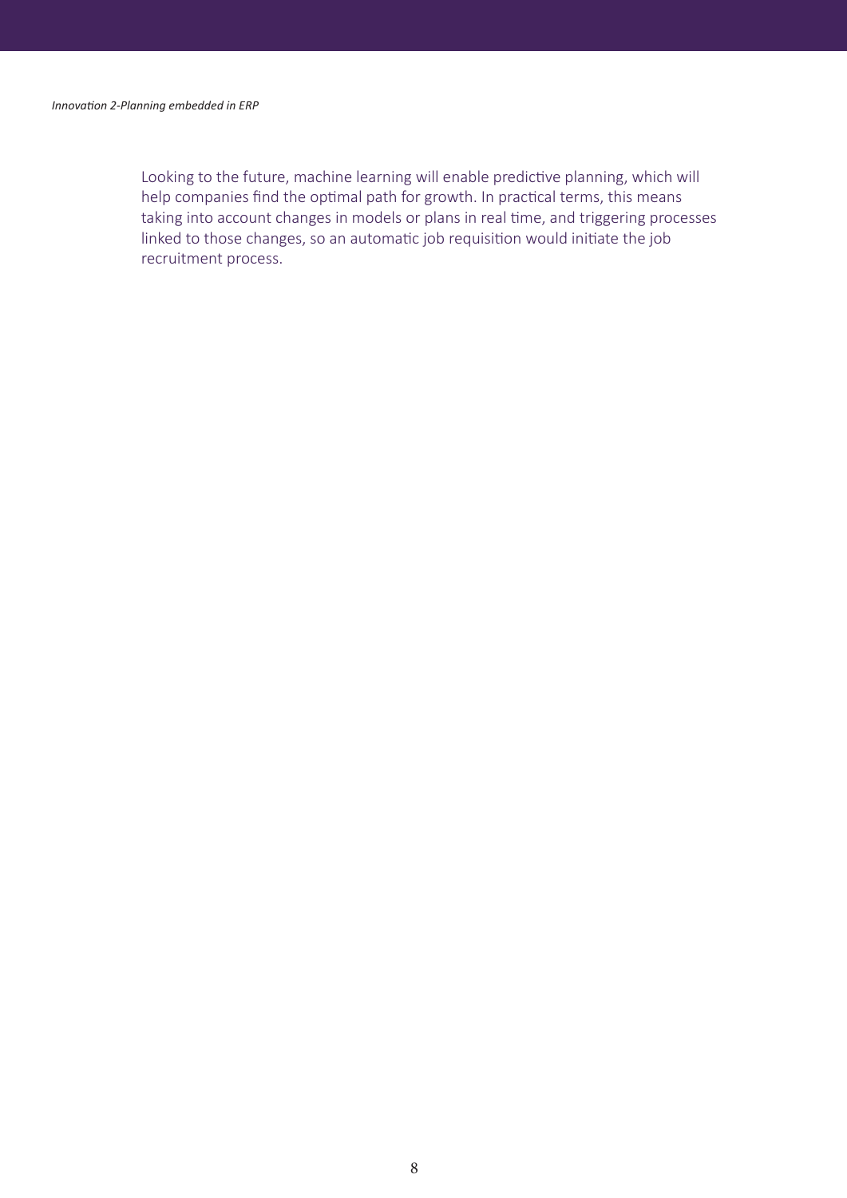Looking to the future, machine learning will enable predictive planning, which will help companies find the optimal path for growth. In practical terms, this means taking into account changes in models or plans in real time, and triggering processes linked to those changes, so an automatic job requisition would initiate the job recruitment process.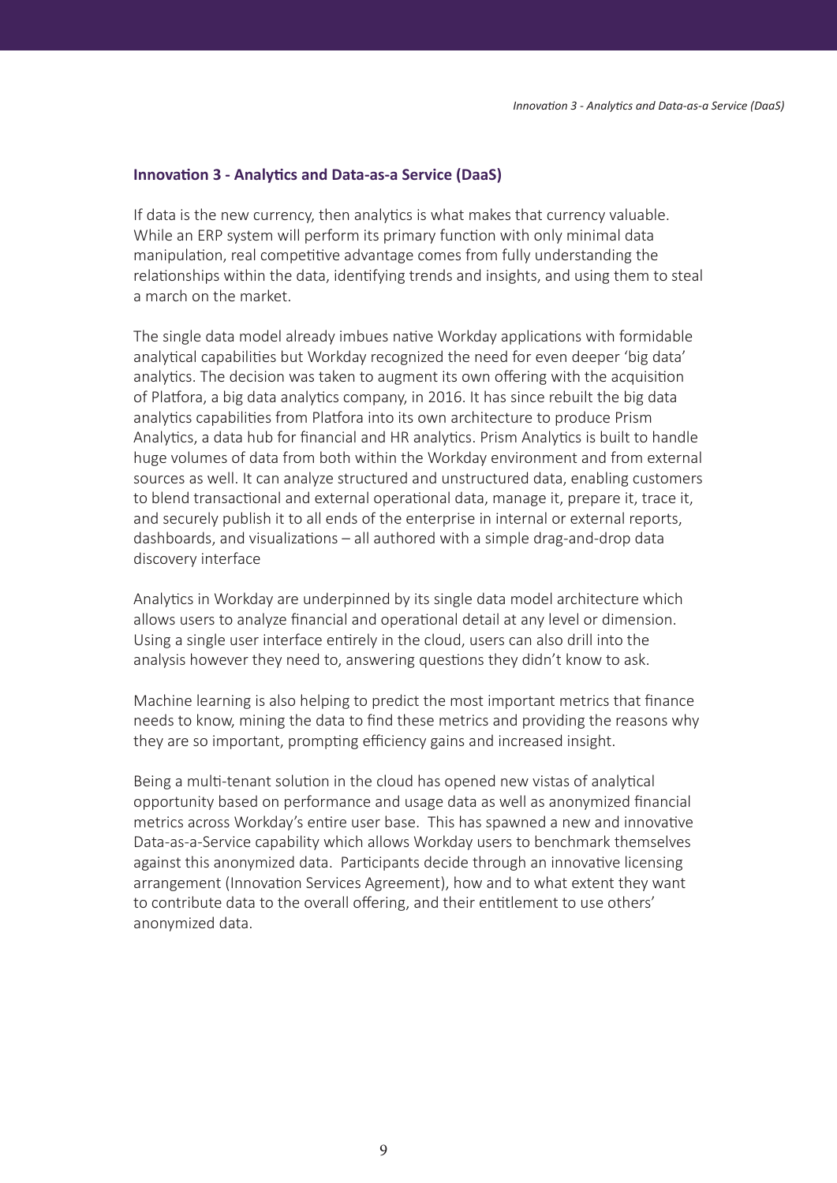## Innovation 3 - Analytics and Data-as-a Service (DaaS)

If data is the new currency, then analytics is what makes that currency valuable. While an ERP system will perform its primary function with only minimal data manipulation, real competitive advantage comes from fully understanding the relationships within the data, identifying trends and insights, and using them to steal a march on the market.

The single data model already imbues native Workday applications with formidable analytical capabilities but Workday recognized the need for even deeper 'big data' analytics. The decision was taken to augment its own offering with the acquisition of Platfora, a big data analytics company, in 2016. It has since rebuilt the big data analytics capabilities from Platfora into its own architecture to produce Prism Analytics, a data hub for financial and HR analytics. Prism Analytics is built to handle huge volumes of data from both within the Workday environment and from external sources as well. It can analyze structured and unstructured data, enabling customers to blend transactional and external operational data, manage it, prepare it, trace it, and securely publish it to all ends of the enterprise in internal or external reports, dashboards, and visualizations – all authored with a simple drag-and-drop data discovery interface

Analytics in Workday are underpinned by its single data model architecture which allows users to analyze financial and operational detail at any level or dimension. Using a single user interface entirely in the cloud, users can also drill into the analysis however they need to, answering questions they didn't know to ask.

Machine learning is also helping to predict the most important metrics that finance needs to know, mining the data to find these metrics and providing the reasons why they are so important, prompting efficiency gains and increased insight.

Being a multi-tenant solution in the cloud has opened new vistas of analytical opportunity based on performance and usage data as well as anonymized financial metrics across Workday's entire user base. This has spawned a new and innovative Data-as-a-Service capability which allows Workday users to benchmark themselves against this anonymized data. Participants decide through an innovative licensing arrangement (Innovation Services Agreement), how and to what extent they want to contribute data to the overall offering, and their entitlement to use others' anonymized data.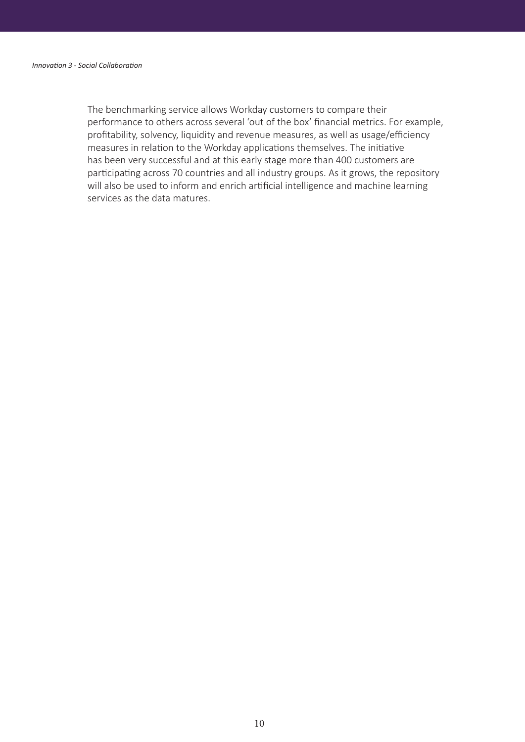The benchmarking service allows Workday customers to compare their performance to others across several 'out of the box' financial metrics. For example, profitability, solvency, liquidity and revenue measures, as well as usage/efficiency measures in relation to the Workday applications themselves. The initiative has been very successful and at this early stage more than 400 customers are participating across 70 countries and all industry groups. As it grows, the repository will also be used to inform and enrich artificial intelligence and machine learning services as the data matures.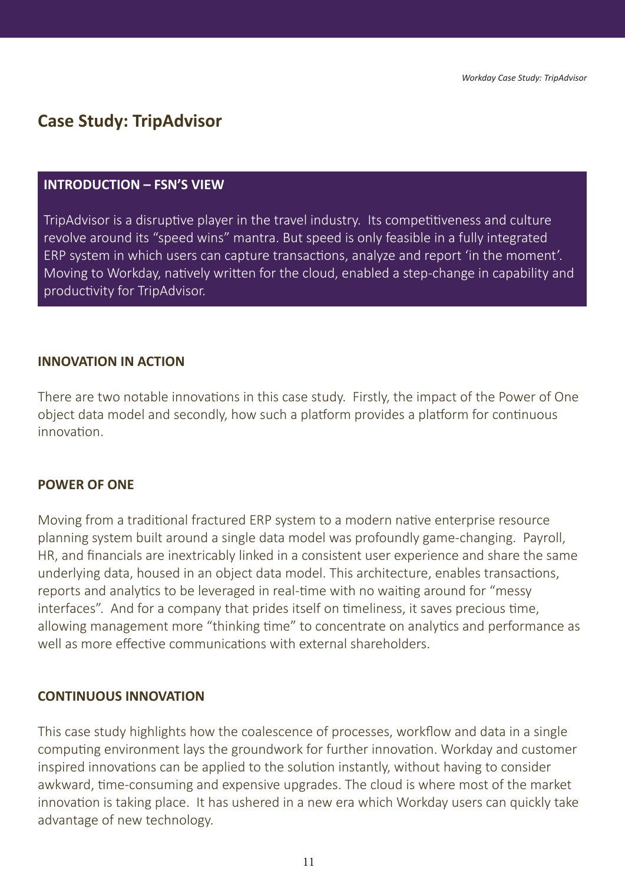# Case Study: TripAdvisor

## INTRODUCTION – FSN'S VIEW

TripAdvisor is a disruptive player in the travel industry. Its competitiveness and culture revolve around its "speed wins" mantra. But speed is only feasible in a fully integrated ERP system in which users can capture transactions, analyze and report 'in the moment'. Moving to Workday, natively written for the cloud, enabled a step-change in capability and productivity for TripAdvisor.

## INNOVATION IN ACTION

There are two notable innovations in this case study. Firstly, the impact of the Power of One object data model and secondly, how such a platform provides a platform for continuous innovation.

## POWER OF ONE

Moving from a traditional fractured ERP system to a modern native enterprise resource planning system built around a single data model was profoundly game-changing. Payroll, HR, and financials are inextricably linked in a consistent user experience and share the same underlying data, housed in an object data model. This architecture, enables transactions, reports and analytics to be leveraged in real-time with no waiting around for "messy interfaces". And for a company that prides itself on timeliness, it saves precious time, allowing management more "thinking time" to concentrate on analytics and performance as well as more effective communications with external shareholders.

## CONTINUOUS INNOVATION

This case study highlights how the coalescence of processes, workflow and data in a single computing environment lays the groundwork for further innovation. Workday and customer inspired innovations can be applied to the solution instantly, without having to consider awkward, time-consuming and expensive upgrades. The cloud is where most of the market innovation is taking place. It has ushered in a new era which Workday users can quickly take advantage of new technology.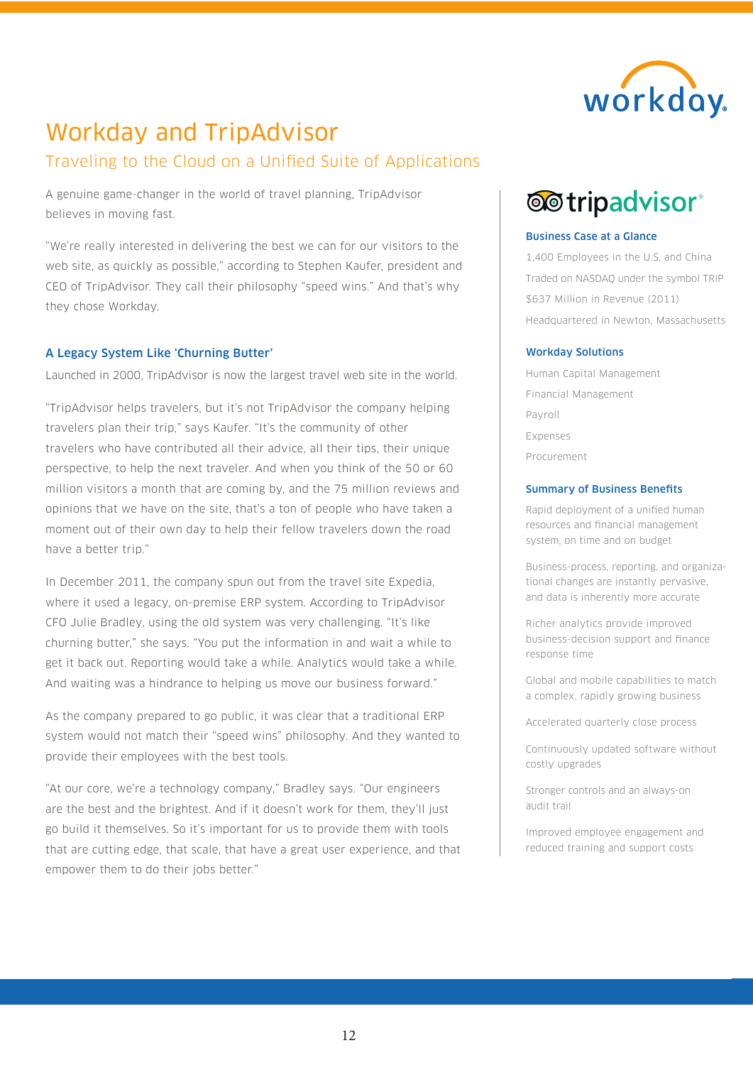# Workday and TripAdvisor

## Traveling to the Cloud on a Unified Suite of Applications

A genuine game-changer in the world of travel planning, TripAdvisor believes in moving fast.

"We're really interested in delivering the best we can for our visitors to the web site, as quickly as possible," according to Stephen Kaufer, president and CEO of TripAdvisor. They call their philosophy "speed wins." And that's why they chose Workday.

### A Legacy System Like 'Churning Butter'

Launched in 2000, TripAdvisor is now the largest travel web site in the world.

"TripAdvisor helps travelers, but it's not TripAdvisor the company helping travelers plan their trip," says Kaufer. "It's the community of other travelers who have contributed all their advice, all their tips, their unique perspective, to help the next traveler. And when you think of the 50 or 60 million visitors a month that are coming by, and the 75 million reviews and opinions that we have on the site, that's a ton of people who have taken a moment out of their own day to help their fellow travelers down the road have a better trip."

In December 2011, the company spun out from the travel site Expedia, where it used a legacy, on-premise ERP system. According to TripAdvisor CFO Julie Bradley, using the old system was very challenging. "It's like churning butter," she says. "You put the information in and wait a while to get it back out. Reporting would take a while. Analytics would take a while. And waiting was a hindrance to helping us move our business forward."

As the company prepared to go public, it was clear that a traditional ERP system would not match their "speed wins" philosophy. And they wanted to provide their employees with the best tools.

"At our core, we're a technology company," Bradley says. "Our engineers are the best and the brightest. And if it doesn't work for them, they'll just go build it themselves. So it's important for us to provide them with tools that are cutting edge, that scale, that have a great user experience, and that empower them to do their jobs better."

### Business Case at a Glance

- 1,400 Employees in the U.S. and China
- Traded on NASDAQ under the symbol TRIP
- $637 Million in Revenue (2011)
- Headquartered in Newton, Massachusetts

### Workday Solutions

- Human Capital Management
- Financial Management
- Payroll
- Expenses
- Procurement

### Summary of Business Benefits

- Rapid deployment of a unified human resources and financial management system, on time and on budget
- Business-process, reporting, and organizational changes are instantly pervasive, and data is inherently more accurate
- Richer analytics provide improved business-decision support and finance response time
- Global and mobile capabilities to match a complex, rapidly growing business
- Accelerated quarterly close process
- Continuously updated software without costly upgrades
- Stronger controls and an always-on audit trail
- Improved employee engagement and reduced training and support costs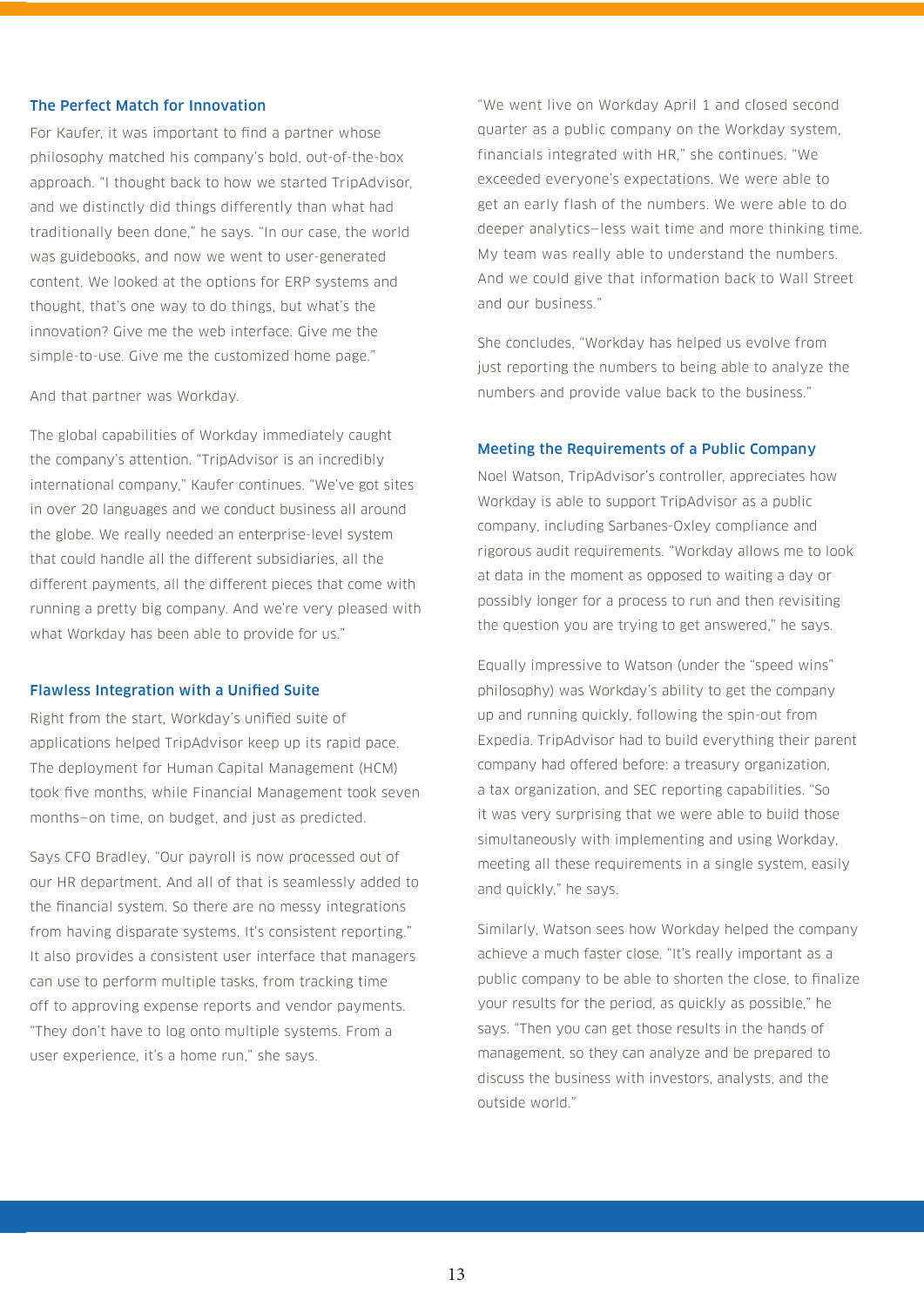### The Perfect Match for Innovation

For Kaufer, it was important to find a partner whose philosophy matched his company's bold, out-of-the-box approach. "I thought back to how we started TripAdvisor, and we distinctly did things differently than what had traditionally been done," he says. "In our case, the world was guidebooks, and now we went to user-generated content. We looked at the options for ERP systems and thought, that's one way to do things, but what's the innovation? Give me the web interface. Give me the simple-to-use. Give me the customized home page."

And that partner was Workday.

The global capabilities of Workday immediately caught the company's attention. "TripAdvisor is an incredibly international company," Kaufer continues. "We've got sites in over 20 languages and we conduct business all around the globe. We really needed an enterprise-level system that could handle all the different subsidiaries, all the different payments, all the different pieces that come with running a pretty big company. And we're very pleased with what Workday has been able to provide for us."

### Flawless Integration with a Unified Suite

Right from the start, Workday's unified suite of applications helped TripAdvisor keep up its rapid pace. The deployment for Human Capital Management (HCM) took five months, while Financial Management took seven months—on time, on budget, and just as predicted.

Says CFO Bradley, "Our payroll is now processed out of our HR department. And all of that is seamlessly added to the financial system. So there are no messy integrations from having disparate systems. It's consistent reporting." It also provides a consistent user interface that managers can use to perform multiple tasks, from tracking time off to approving expense reports and vendor payments. "They don't have to log onto multiple systems. From a user experience, it's a home run," she says.

"We went live on Workday April 1 and closed second quarter as a public company on the Workday system, financials integrated with HR," she continues. "We exceeded everyone's expectations. We were able to get an early flash of the numbers. We were able to do deeper analytics—less wait time and more thinking time. My team was really able to understand the numbers. And we could give that information back to Wall Street and our business."

She concludes, "Workday has helped us evolve from just reporting the numbers to being able to analyze the numbers and provide value back to the business."

### Meeting the Requirements of a Public Company

Noel Watson, TripAdvisor's controller, appreciates how Workday is able to support TripAdvisor as a public company, including Sarbanes-Oxley compliance and rigorous audit requirements. "Workday allows me to look at data in the moment as opposed to waiting a day or possibly longer for a process to run and then revisiting the question you are trying to get answered," he says.

Equally impressive to Watson (under the "speed wins" philosophy) was Workday's ability to get the company up and running quickly, following the spin-out from Expedia. TripAdvisor had to build everything their parent company had offered before: a treasury organization, a tax organization, and SEC reporting capabilities. "So it was very surprising that we were able to build those simultaneously with implementing and using Workday, meeting all these requirements in a single system, easily and quickly," he says.

Similarly, Watson sees how Workday helped the company achieve a much faster close. "It's really important as a public company to be able to shorten the close, to finalize your results for the period, as quickly as possible," he says. "Then you can get those results in the hands of management, so they can analyze and be prepared to discuss the business with investors, analysts, and the outside world."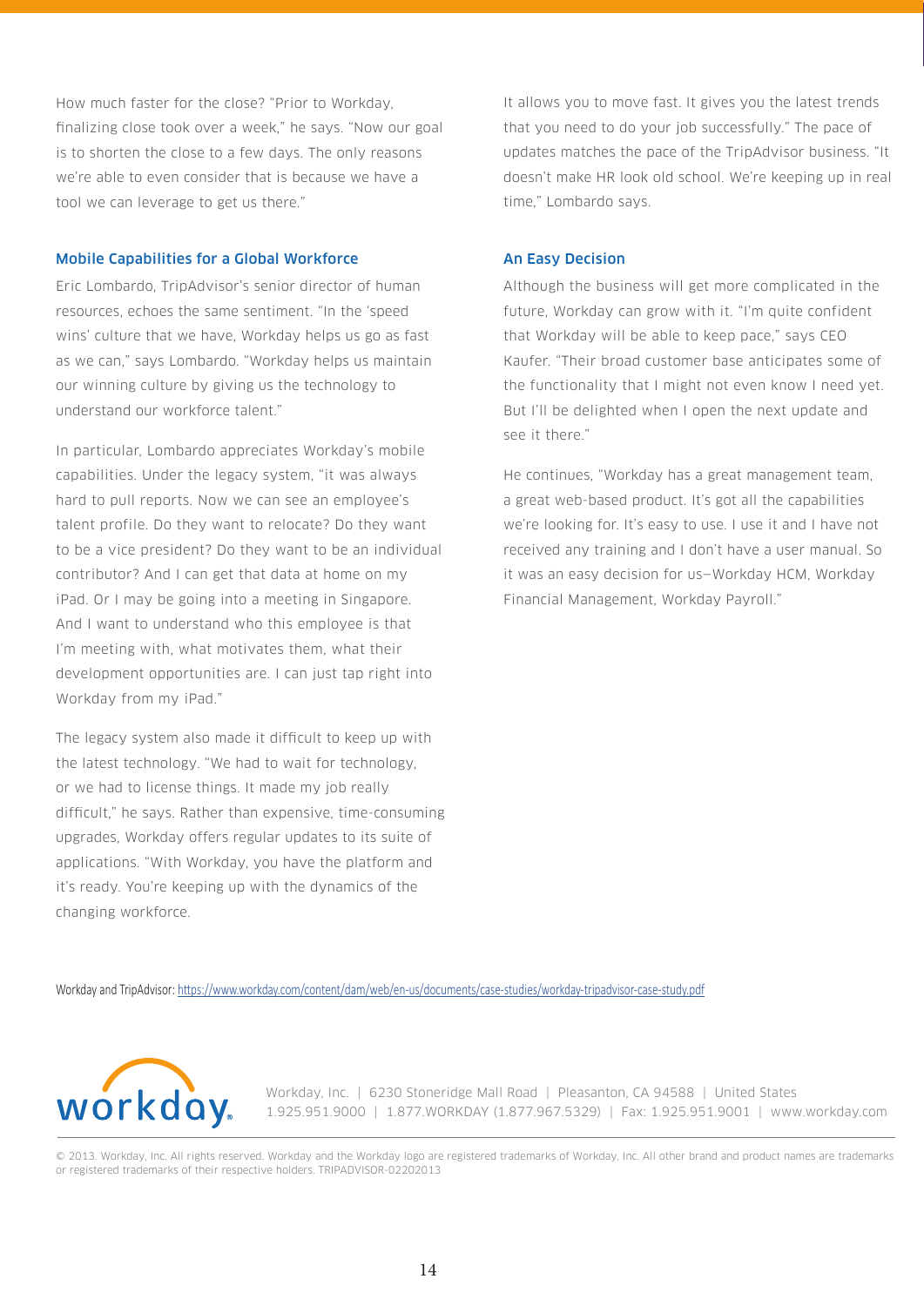How much faster for the close? "Prior to Workday, finalizing close took over a week," he says. "Now our goal is to shorten the close to a few days. The only reasons we're able to even consider that is because we have a tool we can leverage to get us there."

### Mobile Capabilities for a Global Workforce

Eric Lombardo, TripAdvisor's senior director of human resources, echoes the same sentiment. "In the 'speed wins' culture that we have, Workday helps us go as fast as we can," says Lombardo. "Workday helps us maintain our winning culture by giving us the technology to understand our workforce talent."

In particular, Lombardo appreciates Workday's mobile capabilities. Under the legacy system, "it was always hard to pull reports. Now we can see an employee's talent profile. Do they want to relocate? Do they want to be a vice president? Do they want to be an individual contributor? And I can get that data at home on my iPad. Or I may be going into a meeting in Singapore. And I want to understand who this employee is that I'm meeting with, what motivates them, what their development opportunities are. I can just tap right into Workday from my iPad."

The legacy system also made it difficult to keep up with the latest technology. "We had to wait for technology, or we had to license things. It made my job really difficult," he says. Rather than expensive, time-consuming upgrades, Workday offers regular updates to its suite of applications. "With Workday, you have the platform and it's ready. You're keeping up with the dynamics of the changing workforce. It allows you to move fast. It gives you the latest trends that you need to do your job successfully." The pace of updates matches the pace of the TripAdvisor business. "It doesn't make HR look old school. We're keeping up in real time," Lombardo says.

### An Easy Decision

Although the business will get more complicated in the future, Workday can grow with it. "I'm quite confident that Workday will be able to keep pace," says CEO Kaufer. "Their broad customer base anticipates some of the functionality that I might not even know I need yet. But I'll be delighted when I open the next update and see it there."

He continues, "Workday has a great management team, a great web-based product. It's got all the capabilities we're looking for. It's easy to use. I use it and I have not received any training and I don't have a user manual. So it was an easy decision for us—Workday HCM, Workday Financial Management, Workday Payroll."

Workday and TripAdvisor: https://www.workday.com/content/dam/web/en-us/documents/case-studies/workday-tripadvisor-case-study.pdf

workday.

Workday, Inc. | 6230 Stoneridge Mall Road | Pleasanton, CA 94588 | United States
1.925.951.9000 | 1.877.WORKDAY (1.877.967.5329) | Fax: 1.925.951.9001 | www.workday.com

© 2013. Workday, Inc. All rights reserved. Workday and the Workday logo are registered trademarks of Workday, Inc. All other brand and product names are trademarks or registered trademarks of their respective holders. TRIPADVISOR-02202013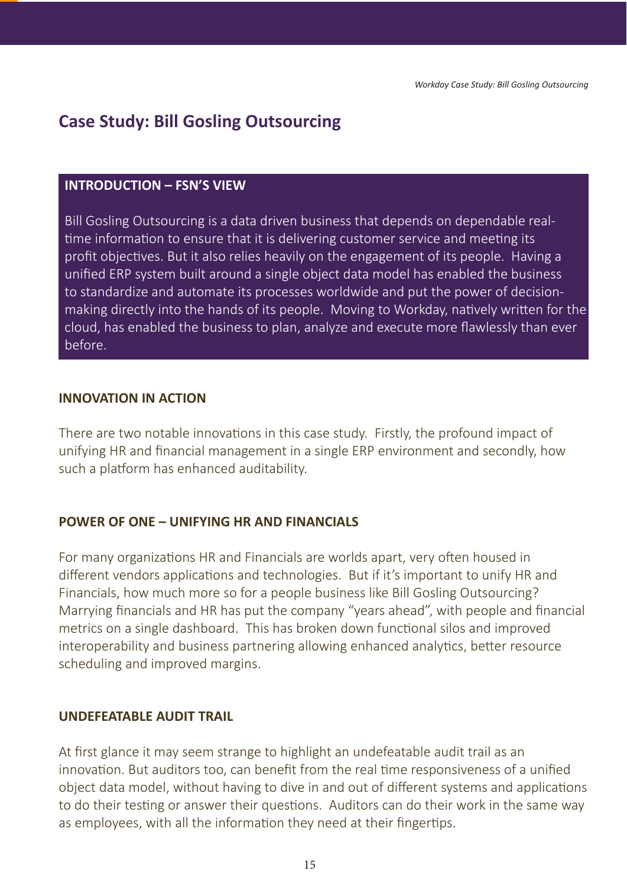## Case Study: Bill Gosling Outsourcing

### INTRODUCTION – FSN'S VIEW

Bill Gosling Outsourcing is a data driven business that depends on dependable real-time information to ensure that it is delivering customer service and meeting its profit objectives. But it also relies heavily on the engagement of its people. Having a unified ERP system built around a single object data model has enabled the business to standardize and automate its processes worldwide and put the power of decision-making directly into the hands of its people. Moving to Workday, natively written for the cloud, has enabled the business to plan, analyze and execute more flawlessly than ever before.

### INNOVATION IN ACTION

There are two notable innovations in this case study. Firstly, the profound impact of unifying HR and financial management in a single ERP environment and secondly, how such a platform has enhanced auditability.

### POWER OF ONE – UNIFYING HR AND FINANCIALS

For many organizations HR and Financials are worlds apart, very often housed in different vendors applications and technologies. But if it's important to unify HR and Financials, how much more so for a people business like Bill Gosling Outsourcing? Marrying financials and HR has put the company "years ahead", with people and financial metrics on a single dashboard. This has broken down functional silos and improved interoperability and business partnering allowing enhanced analytics, better resource scheduling and improved margins.

### UNDEFEATABLE AUDIT TRAIL

At first glance it may seem strange to highlight an undefeatable audit trail as an innovation. But auditors too, can benefit from the real time responsiveness of a unified object data model, without having to dive in and out of different systems and applications to do their testing or answer their questions. Auditors can do their work in the same way as employees, with all the information they need at their fingertips.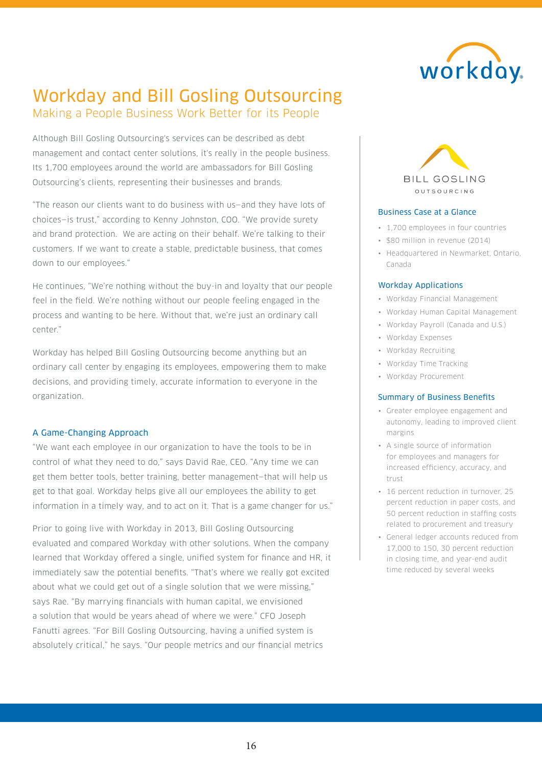# Workday and Bill Gosling Outsourcing

## Making a People Business Work Better for its People

Although Bill Gosling Outsourcing's services can be described as debt management and contact center solutions, it's really in the people business. Its 1,700 employees around the world are ambassadors for Bill Gosling Outsourcing's clients, representing their businesses and brands.

"The reason our clients want to do business with us—and they have lots of choices—is trust," according to Kenny Johnston, COO. "We provide surety and brand protection. We are acting on their behalf. We're talking to their customers. If we want to create a stable, predictable business, that comes down to our employees."

He continues, "We're nothing without the buy-in and loyalty that our people feel in the field. We're nothing without our people feeling engaged in the process and wanting to be here. Without that, we're just an ordinary call center."

Workday has helped Bill Gosling Outsourcing become anything but an ordinary call center by engaging its employees, empowering them to make decisions, and providing timely, accurate information to everyone in the organization.

### A Game-Changing Approach

"We want each employee in our organization to have the tools to be in control of what they need to do," says David Rae, CEO. "Any time we can get them better tools, better training, better management—that will help us get to that goal. Workday helps give all our employees the ability to get information in a timely way, and to act on it. That is a game changer for us."

Prior to going live with Workday in 2013, Bill Gosling Outsourcing evaluated and compared Workday with other solutions. When the company learned that Workday offered a single, unified system for finance and HR, it immediately saw the potential benefits. "That's where we really got excited about what we could get out of a single solution that we were missing," says Rae. "By marrying financials with human capital, we envisioned a solution that would be years ahead of where we were." CFO Joseph Fanutti agrees. "For Bill Gosling Outsourcing, having a unified system is absolutely critical," he says. "Our people metrics and our financial metrics

BILL GOSLING OUTSOURCING

### Business Case at a Glance

- 1,700 employees in four countries
- $80 million in revenue (2014)
- Headquartered in Newmarket, Ontario, Canada

### Workday Applications

- Workday Financial Management
- Workday Human Capital Management
- Workday Payroll (Canada and U.S.)
- Workday Expenses
- Workday Recruiting
- Workday Time Tracking
- Workday Procurement

### Summary of Business Benefits

- Greater employee engagement and autonomy, leading to improved client margins
- A single source of information for employees and managers for increased efficiency, accuracy, and trust
- 16 percent reduction in turnover, 25 percent reduction in paper costs, and 50 percent reduction in staffing costs related to procurement and treasury
- General ledger accounts reduced from 17,000 to 150, 30 percent reduction in closing time, and year-end audit time reduced by several weeks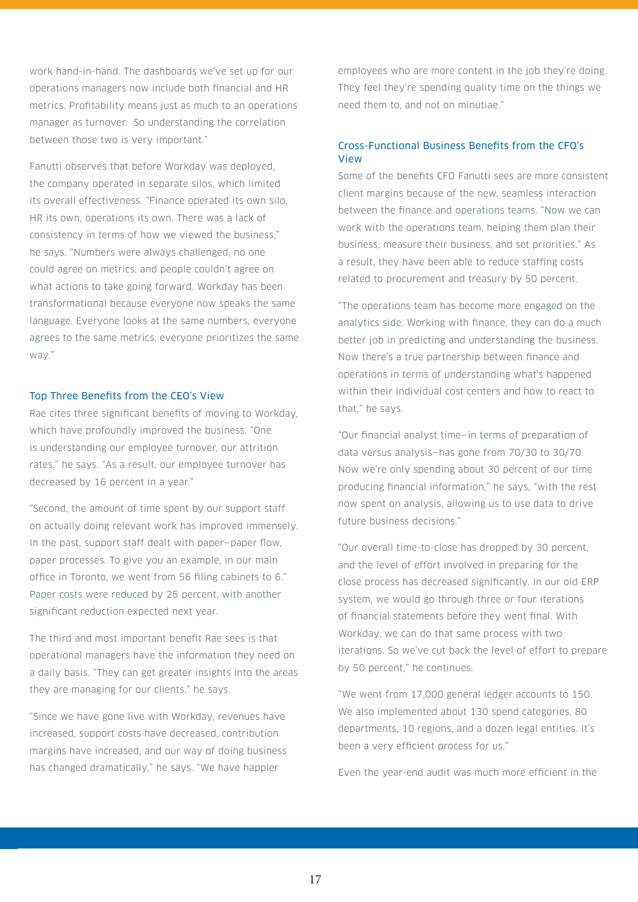work hand-in-hand. The dashboards we've set up for our operations managers now include both financial and HR metrics. Profitability means just as much to an operations manager as turnover. So understanding the correlation between those two is very important."

Fanutti observes that before Workday was deployed, the company operated in separate silos, which limited its overall effectiveness. "Finance operated its own silo, HR its own, operations its own. There was a lack of consistency in terms of how we viewed the business," he says. "Numbers were always challenged, no one could agree on metrics, and people couldn't agree on what actions to take going forward. Workday has been transformational because everyone now speaks the same language. Everyone looks at the same numbers, everyone agrees to the same metrics, everyone prioritizes the same way."

### Top Three Benefits from the CEO's View

Rae cites three significant benefits of moving to Workday, which have profoundly improved the business. "One is understanding our employee turnover, our attrition rates," he says. "As a result, our employee turnover has decreased by 16 percent in a year."

"Second, the amount of time spent by our support staff on actually doing relevant work has improved immensely. In the past, support staff dealt with paper—paper flow, paper processes. To give you an example, in our main office in Toronto, we went from 56 filing cabinets to 6." Paper costs were reduced by 25 percent, with another significant reduction expected next year.

The third and most important benefit Rae sees is that operational managers have the information they need on a daily basis. "They can get greater insights into the areas they are managing for our clients," he says.

"Since we have gone live with Workday, revenues have increased, support costs have decreased, contribution margins have increased, and our way of doing business has changed dramatically," he says. "We have happier employees who are more content in the job they're doing. They feel they're spending quality time on the things we need them to, and not on minutiae."

### Cross-Functional Business Benefits from the CFO's View

Some of the benefits CFO Fanutti sees are more consistent client margins because of the new, seamless interaction between the finance and operations teams. "Now we can work with the operations team, helping them plan their business, measure their business, and set priorities." As a result, they have been able to reduce staffing costs related to procurement and treasury by 50 percent.

"The operations team has become more engaged on the analytics side. Working with finance, they can do a much better job in predicting and understanding the business. Now there's a true partnership between finance and operations in terms of understanding what's happened within their individual cost centers and how to react to that," he says.

"Our financial analyst time—in terms of preparation of data versus analysis—has gone from 70/30 to 30/70. Now we're only spending about 30 percent of our time producing financial information," he says, "with the rest now spent on analysis, allowing us to use data to drive future business decisions."

"Our overall time-to-close has dropped by 30 percent, and the level of effort involved in preparing for the close process has decreased significantly. In our old ERP system, we would go through three or four iterations of financial statements before they went final. With Workday, we can do that same process with two iterations. So we've cut back the level of effort to prepare by 50 percent," he continues.

"We went from 17,000 general ledger accounts to 150. We also implemented about 130 spend categories, 80 departments, 10 regions, and a dozen legal entities. It's been a very efficient process for us."

Even the year-end audit was much more efficient in the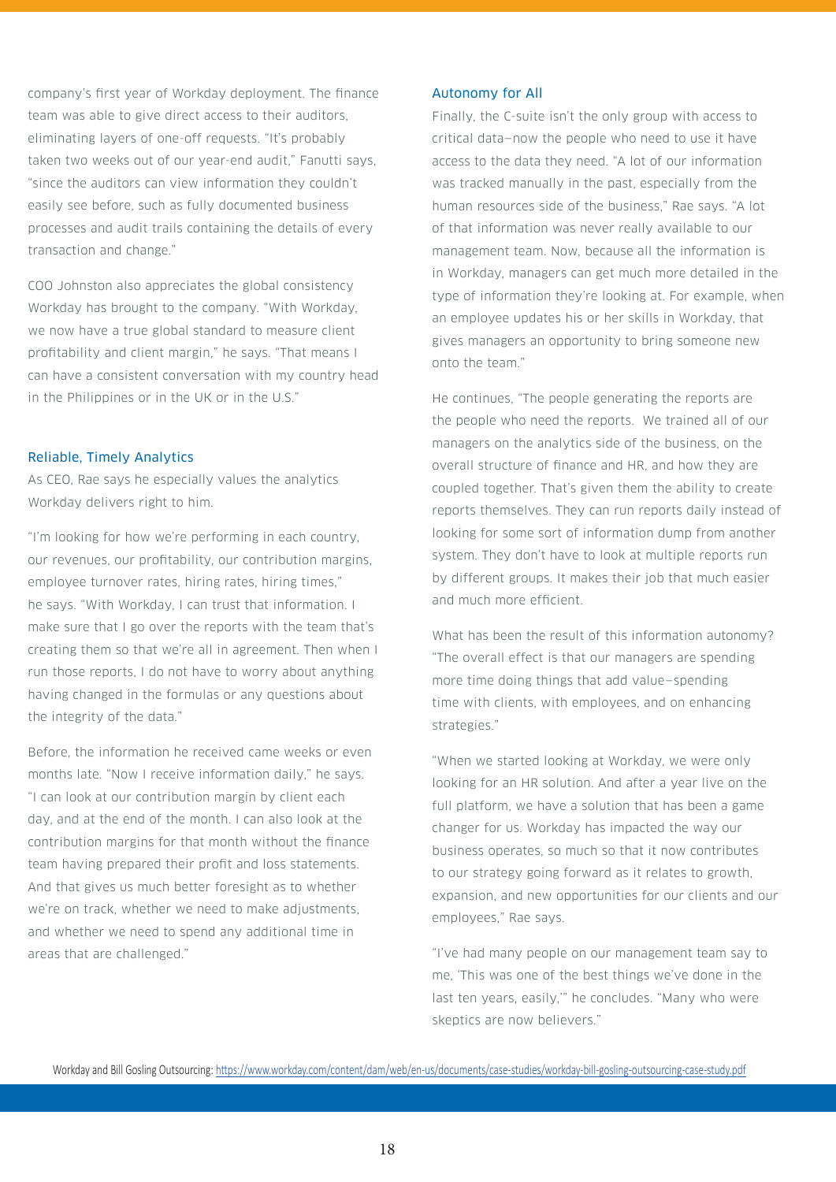company's first year of Workday deployment. The finance team was able to give direct access to their auditors, eliminating layers of one-off requests. "It's probably taken two weeks out of our year-end audit," Fanutti says, "since the auditors can view information they couldn't easily see before, such as fully documented business processes and audit trails containing the details of every transaction and change."

COO Johnston also appreciates the global consistency Workday has brought to the company. "With Workday, we now have a true global standard to measure client profitability and client margin," he says. "That means I can have a consistent conversation with my country head in the Philippines or in the UK or in the U.S."

### Reliable, Timely Analytics

As CEO, Rae says he especially values the analytics Workday delivers right to him.

"I'm looking for how we're performing in each country, our revenues, our profitability, our contribution margins, employee turnover rates, hiring rates, hiring times," he says. "With Workday, I can trust that information. I make sure that I go over the reports with the team that's creating them so that we're all in agreement. Then when I run those reports, I do not have to worry about anything having changed in the formulas or any questions about the integrity of the data."

Before, the information he received came weeks or even months late. "Now I receive information daily," he says. "I can look at our contribution margin by client each day, and at the end of the month. I can also look at the contribution margins for that month without the finance team having prepared their profit and loss statements. And that gives us much better foresight as to whether we're on track, whether we need to make adjustments, and whether we need to spend any additional time in areas that are challenged."

### Autonomy for All

Finally, the C-suite isn't the only group with access to critical data—now the people who need to use it have access to the data they need. "A lot of our information was tracked manually in the past, especially from the human resources side of the business," Rae says. "A lot of that information was never really available to our management team. Now, because all the information is in Workday, managers can get much more detailed in the type of information they're looking at. For example, when an employee updates his or her skills in Workday, that gives managers an opportunity to bring someone new onto the team."

He continues, "The people generating the reports are the people who need the reports. We trained all of our managers on the analytics side of the business, on the overall structure of finance and HR, and how they are coupled together. That's given them the ability to create reports themselves. They can run reports daily instead of looking for some sort of information dump from another system. They don't have to look at multiple reports run by different groups. It makes their job that much easier and much more efficient.

What has been the result of this information autonomy? "The overall effect is that our managers are spending more time doing things that add value—spending time with clients, with employees, and on enhancing strategies."

"When we started looking at Workday, we were only looking for an HR solution. And after a year live on the full platform, we have a solution that has been a game changer for us. Workday has impacted the way our business operates, so much so that it now contributes to our strategy going forward as it relates to growth, expansion, and new opportunities for our clients and our employees," Rae says.

"I've had many people on our management team say to me, 'This was one of the best things we've done in the last ten years, easily,'" he concludes. "Many who were skeptics are now believers."

Workday and Bill Gosling Outsourcing: https://www.workday.com/content/dam/web/en-us/documents/case-studies/workday-bill-gosling-outsourcing-case-study.pdf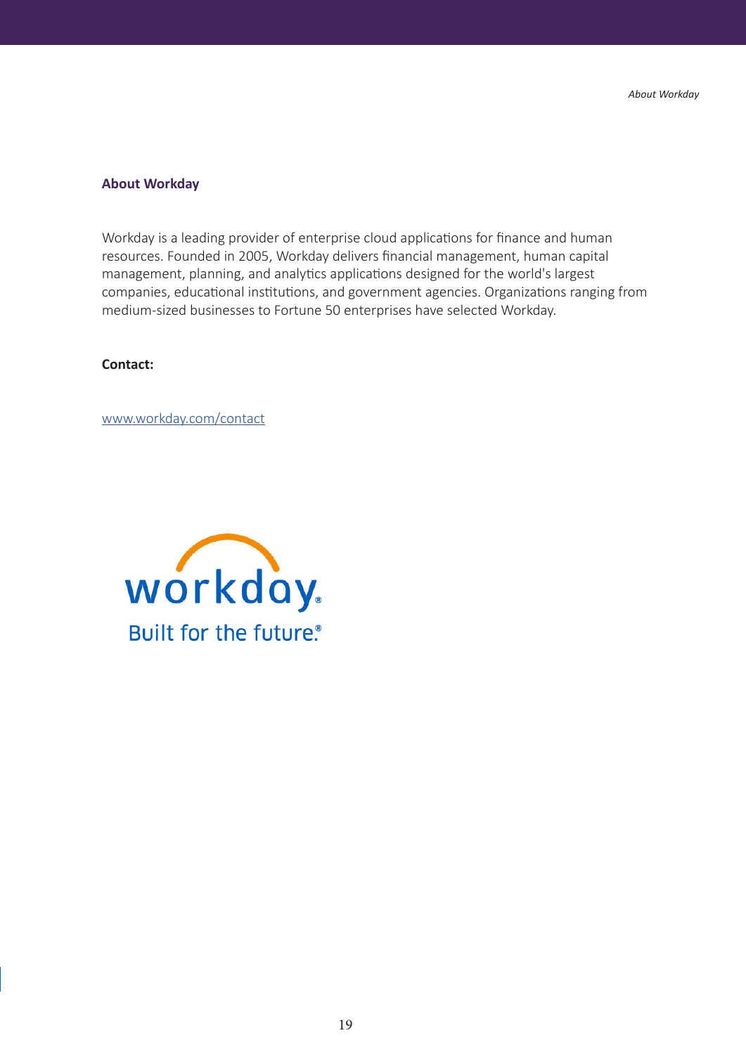## About Workday

Workday is a leading provider of enterprise cloud applications for finance and human resources. Founded in 2005, Workday delivers financial management, human capital management, planning, and analytics applications designed for the world's largest companies, educational institutions, and government agencies. Organizations ranging from medium-sized businesses to Fortune 50 enterprises have selected Workday.

**Contact:**

www.workday.com/contact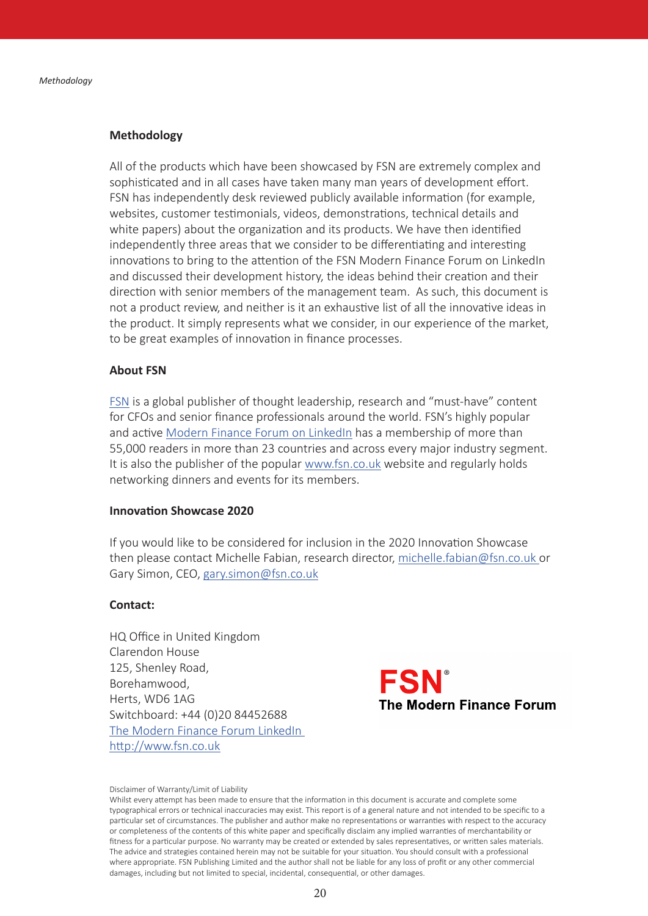## Methodology

All of the products which have been showcased by FSN are extremely complex and sophisticated and in all cases have taken many man years of development effort. FSN has independently desk reviewed publicly available information (for example, websites, customer testimonials, videos, demonstrations, technical details and white papers) about the organization and its products. We have then identified independently three areas that we consider to be differentiating and interesting innovations to bring to the attention of the FSN Modern Finance Forum on LinkedIn and discussed their development history, the ideas behind their creation and their direction with senior members of the management team. As such, this document is not a product review, and neither is it an exhaustive list of all the innovative ideas in the product. It simply represents what we consider, in our experience of the market, to be great examples of innovation in finance processes.

## About FSN

FSN is a global publisher of thought leadership, research and "must-have" content for CFOs and senior finance professionals around the world. FSN's highly popular and active Modern Finance Forum on LinkedIn has a membership of more than 55,000 readers in more than 23 countries and across every major industry segment. It is also the publisher of the popular www.fsn.co.uk website and regularly holds networking dinners and events for its members.

## Innovation Showcase 2020

If you would like to be considered for inclusion in the 2020 Innovation Showcase then please contact Michelle Fabian, research director, michelle.fabian@fsn.co.uk or Gary Simon, CEO, gary.simon@fsn.co.uk

## Contact:

HQ Office in United Kingdom
Clarendon House
125, Shenley Road,
Borehamwood,
Herts, WD6 1AG
Switchboard: +44 (0)20 84452688
The Modern Finance Forum LinkedIn
http://www.fsn.co.uk

**FSN®**
**The Modern Finance Forum**

Disclaimer of Warranty/Limit of Liability
Whilst every attempt has been made to ensure that the information in this document is accurate and complete some typographical errors or technical inaccuracies may exist. This report is of a general nature and not intended to be specific to a particular set of circumstances. The publisher and author make no representations or warranties with respect to the accuracy or completeness of the contents of this white paper and specifically disclaim any implied warranties of merchantability or fitness for a particular purpose. No warranty may be created or extended by sales representatives, or written sales materials. The advice and strategies contained herein may not be suitable for your situation. You should consult with a professional where appropriate. FSN Publishing Limited and the author shall not be liable for any loss of profit or any other commercial damages, including but not limited to special, incidental, consequential, or other damages.